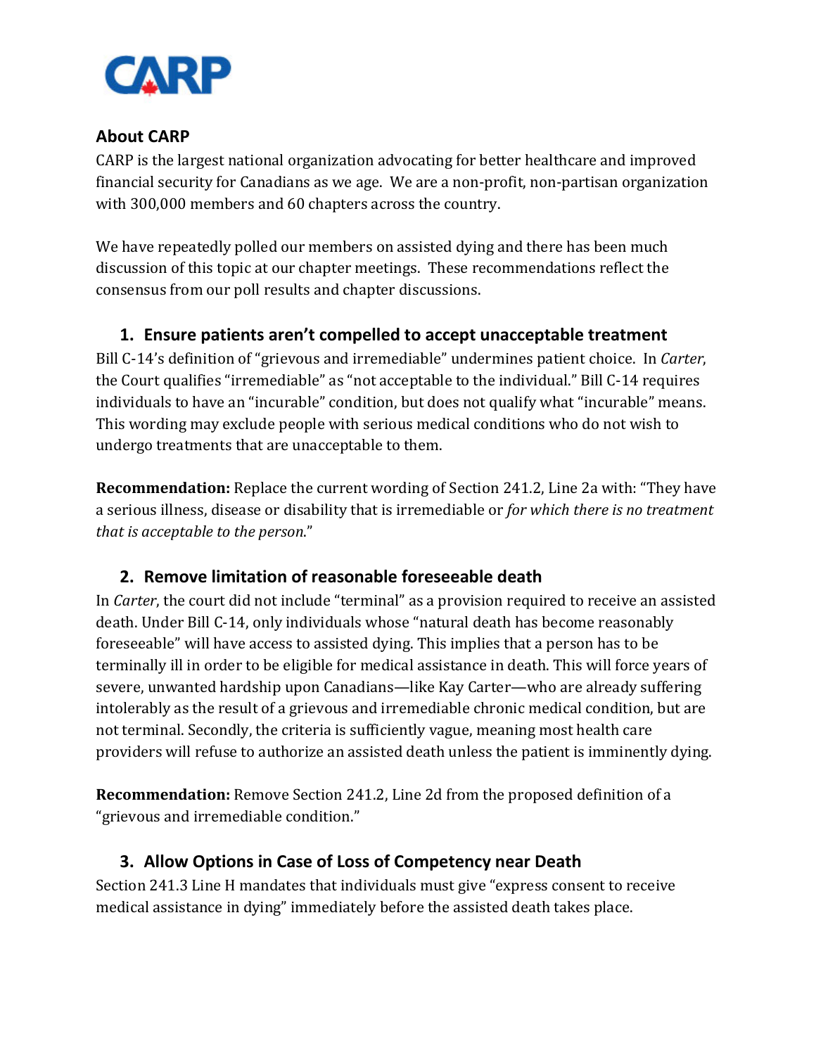CARP

## About CARP

CARP is the largest national organization advocating for better healthcare and improved financial security for Canadians as we age. We are a non-profit, non-partisan organization with 300,000 members and 60 chapters across the country.

We have repeatedly polled our members on assisted dying and there has been much discussion of this topic at our chapter meetings. These recommendations reflect the consensus from our poll results and chapter discussions.

### 1. Ensure patients aren't compelled to accept unacceptable treatment

Bill C-14's definition of "grievous and irremediable" undermines patient choice. In *Carter*, the Court qualifies "irremediable" as "not acceptable to the individual." Bill C-14 requires individuals to have an "incurable" condition, but does not qualify what "incurable" means. This wording may exclude people with serious medical conditions who do not wish to undergo treatments that are unacceptable to them.

**Recommendation:** Replace the current wording of Section 241.2, Line 2a with: "They have a serious illness, disease or disability that is irremediable or *for which there is no treatment that is acceptable to the person*."

### 2. Remove limitation of reasonable foreseeable death

In *Carter*, the court did not include "terminal" as a provision required to receive an assisted death. Under Bill C-14, only individuals whose "natural death has become reasonably foreseeable" will have access to assisted dying. This implies that a person has to be terminally ill in order to be eligible for medical assistance in death. This will force years of severe, unwanted hardship upon Canadians—like Kay Carter—who are already suffering intolerably as the result of a grievous and irremediable chronic medical condition, but are not terminal. Secondly, the criteria is sufficiently vague, meaning most health care providers will refuse to authorize an assisted death unless the patient is imminently dying.

**Recommendation:** Remove Section 241.2, Line 2d from the proposed definition of a "grievous and irremediable condition."

### 3. Allow Options in Case of Loss of Competency near Death

Section 241.3 Line H mandates that individuals must give "express consent to receive medical assistance in dying" immediately before the assisted death takes place.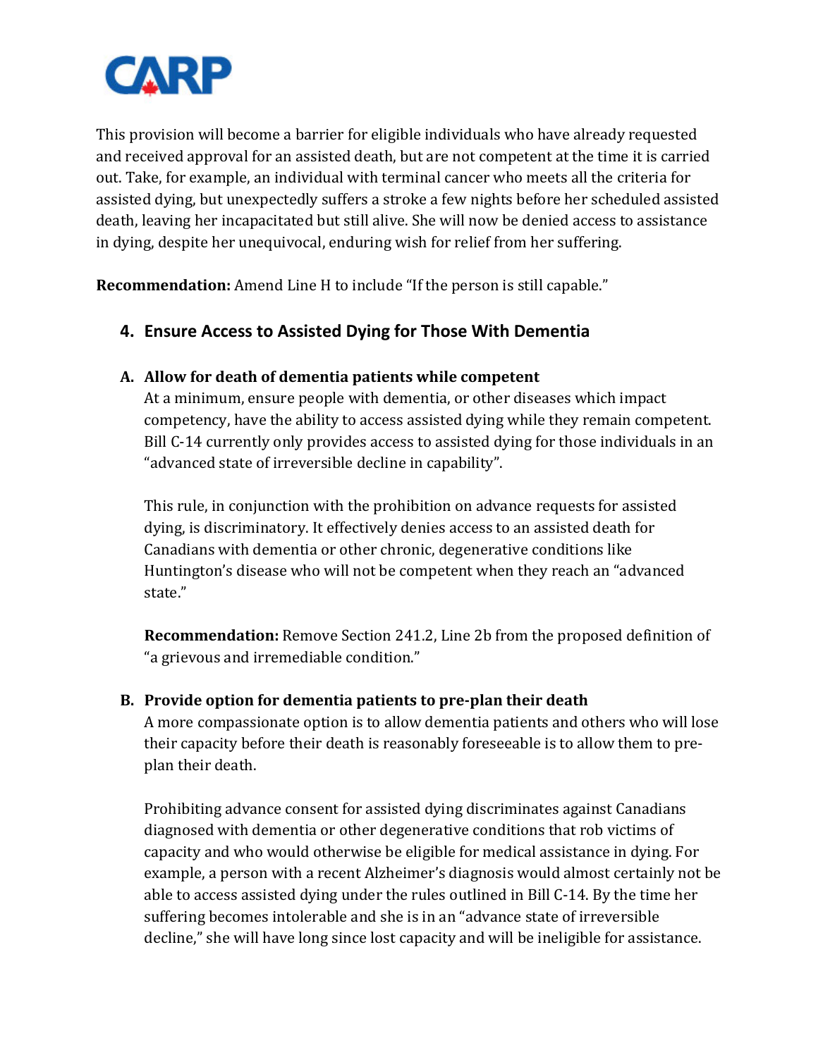This provision will become a barrier for eligible individuals who have already requested and received approval for an assisted death, but are not competent at the time it is carried out. Take, for example, an individual with terminal cancer who meets all the criteria for assisted dying, but unexpectedly suffers a stroke a few nights before her scheduled assisted death, leaving her incapacitated but still alive. She will now be denied access to assistance in dying, despite her unequivocal, enduring wish for relief from her suffering.

**Recommendation:** Amend Line H to include "If the person is still capable."

## 4. Ensure Access to Assisted Dying for Those With Dementia

### A. Allow for death of dementia patients while competent

At a minimum, ensure people with dementia, or other diseases which impact competency, have the ability to access assisted dying while they remain competent. Bill C-14 currently only provides access to assisted dying for those individuals in an "advanced state of irreversible decline in capability".

This rule, in conjunction with the prohibition on advance requests for assisted dying, is discriminatory. It effectively denies access to an assisted death for Canadians with dementia or other chronic, degenerative conditions like Huntington's disease who will not be competent when they reach an "advanced state."

**Recommendation:** Remove Section 241.2, Line 2b from the proposed definition of "a grievous and irremediable condition."

### B. Provide option for dementia patients to pre-plan their death

A more compassionate option is to allow dementia patients and others who will lose their capacity before their death is reasonably foreseeable is to allow them to pre-plan their death.

Prohibiting advance consent for assisted dying discriminates against Canadians diagnosed with dementia or other degenerative conditions that rob victims of capacity and who would otherwise be eligible for medical assistance in dying. For example, a person with a recent Alzheimer's diagnosis would almost certainly not be able to access assisted dying under the rules outlined in Bill C-14. By the time her suffering becomes intolerable and she is in an "advance state of irreversible decline," she will have long since lost capacity and will be ineligible for assistance.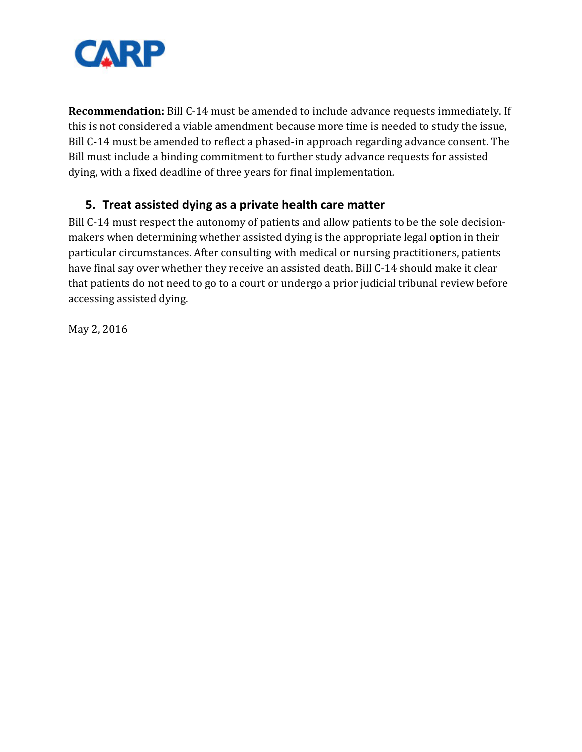**Recommendation:** Bill C-14 must be amended to include advance requests immediately. If this is not considered a viable amendment because more time is needed to study the issue, Bill C-14 must be amended to reflect a phased-in approach regarding advance consent. The Bill must include a binding commitment to further study advance requests for assisted dying, with a fixed deadline of three years for final implementation.

## 5. Treat assisted dying as a private health care matter

Bill C-14 must respect the autonomy of patients and allow patients to be the sole decision-makers when determining whether assisted dying is the appropriate legal option in their particular circumstances. After consulting with medical or nursing practitioners, patients have final say over whether they receive an assisted death. Bill C-14 should make it clear that patients do not need to go to a court or undergo a prior judicial tribunal review before accessing assisted dying.

May 2, 2016